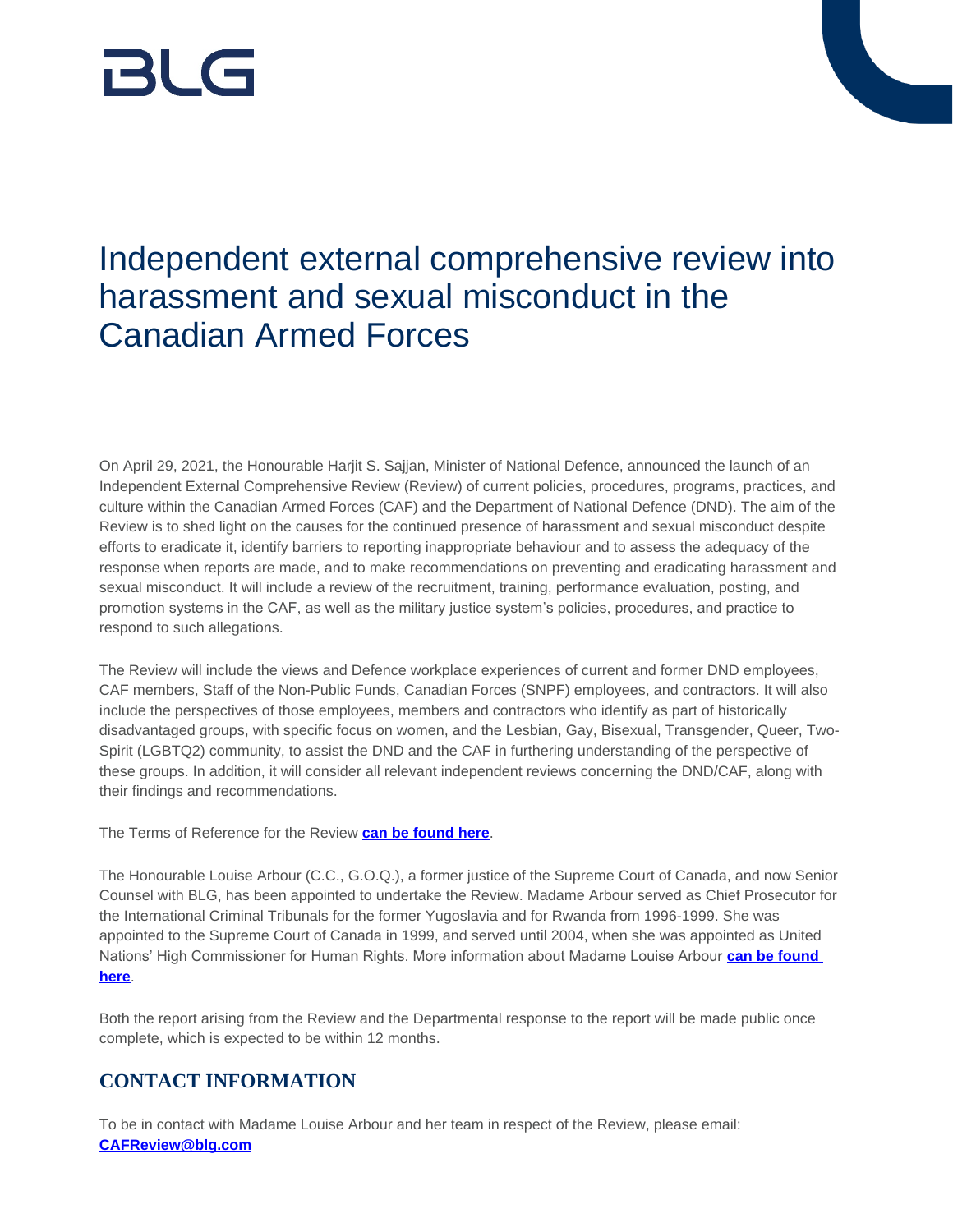BLG

# Independent external comprehensive review into harassment and sexual misconduct in the Canadian Armed Forces

On April 29, 2021, the Honourable Harjit S. Sajjan, Minister of National Defence, announced the launch of an Independent External Comprehensive Review (Review) of current policies, procedures, programs, practices, and culture within the Canadian Armed Forces (CAF) and the Department of National Defence (DND). The aim of the Review is to shed light on the causes for the continued presence of harassment and sexual misconduct despite efforts to eradicate it, identify barriers to reporting inappropriate behaviour and to assess the adequacy of the response when reports are made, and to make recommendations on preventing and eradicating harassment and sexual misconduct. It will include a review of the recruitment, training, performance evaluation, posting, and promotion systems in the CAF, as well as the military justice system's policies, procedures, and practice to respond to such allegations.

The Review will include the views and Defence workplace experiences of current and former DND employees, CAF members, Staff of the Non-Public Funds, Canadian Forces (SNPF) employees, and contractors. It will also include the perspectives of those employees, members and contractors who identify as part of historically disadvantaged groups, with specific focus on women, and the Lesbian, Gay, Bisexual, Transgender, Queer, Two-Spirit (LGBTQ2) community, to assist the DND and the CAF in furthering understanding of the perspective of these groups. In addition, it will consider all relevant independent reviews concerning the DND/CAF, along with their findings and recommendations.

The Terms of Reference for the Review **can be found here**.

The Honourable Louise Arbour (C.C., G.O.Q.), a former justice of the Supreme Court of Canada, and now Senior Counsel with BLG, has been appointed to undertake the Review. Madame Arbour served as Chief Prosecutor for the International Criminal Tribunals for the former Yugoslavia and for Rwanda from 1996-1999. She was appointed to the Supreme Court of Canada in 1999, and served until 2004, when she was appointed as United Nations' High Commissioner for Human Rights. More information about Madame Louise Arbour **can be found here**.

Both the report arising from the Review and the Departmental response to the report will be made public once complete, which is expected to be within 12 months.

## CONTACT INFORMATION

To be in contact with Madame Louise Arbour and her team in respect of the Review, please email: **CAFReview@blg.com**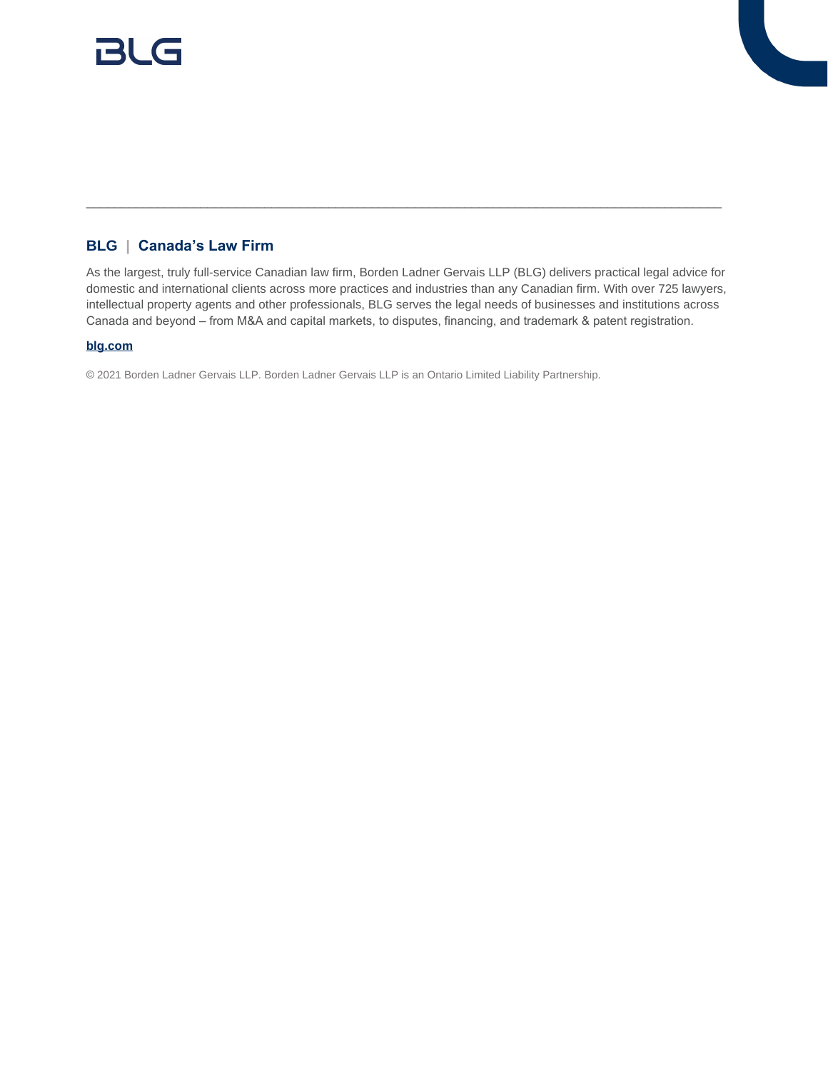BLG

---

## BLG | Canada's Law Firm

As the largest, truly full-service Canadian law firm, Borden Ladner Gervais LLP (BLG) delivers practical legal advice for domestic and international clients across more practices and industries than any Canadian firm. With over 725 lawyers, intellectual property agents and other professionals, BLG serves the legal needs of businesses and institutions across Canada and beyond – from M&A and capital markets, to disputes, financing, and trademark & patent registration.

**blg.com**

© 2021 Borden Ladner Gervais LLP. Borden Ladner Gervais LLP is an Ontario Limited Liability Partnership.